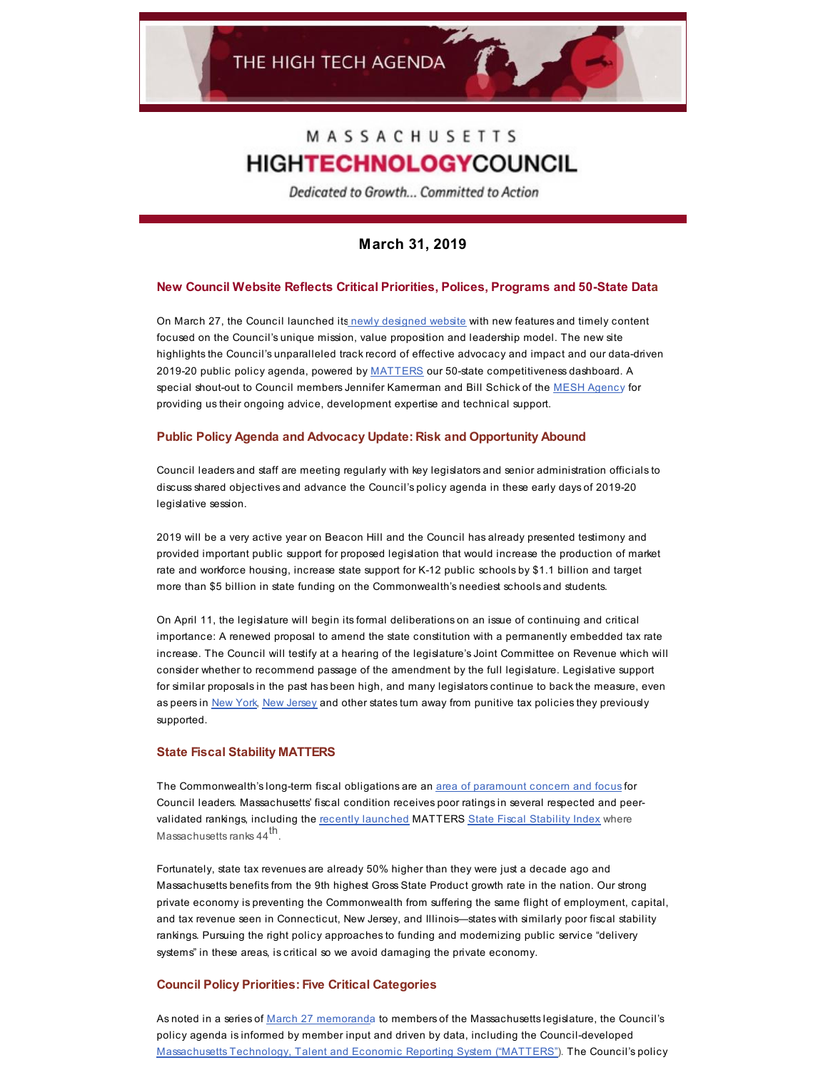THE HIGH TECH AGENDA

MASSACHUSETTS
# HIGHTECHNOLOGYCOUNCIL

*Dedicated to Growth... Committed to Action*

**March 31, 2019**

## New Council Website Reflects Critical Priorities, Polices, Programs and 50-State Data

On March 27, the Council launched its newly designed website with new features and timely content focused on the Council's unique mission, value proposition and leadership model. The new site highlights the Council's unparalleled track record of effective advocacy and impact and our data-driven 2019-20 public policy agenda, powered by MATTERS our 50-state competitiveness dashboard. A special shout-out to Council members Jennifer Kamerman and Bill Schick of the MESH Agency for providing us their ongoing advice, development expertise and technical support.

### Public Policy Agenda and Advocacy Update: Risk and Opportunity Abound

Council leaders and staff are meeting regularly with key legislators and senior administration officials to discuss shared objectives and advance the Council's policy agenda in these early days of 2019-20 legislative session.

2019 will be a very active year on Beacon Hill and the Council has already presented testimony and provided important public support for proposed legislation that would increase the production of market rate and workforce housing, increase state support for K-12 public schools by $1.1 billion and target more than $5 billion in state funding on the Commonwealth's neediest schools and students.

On April 11, the legislature will begin its formal deliberations on an issue of continuing and critical importance: A renewed proposal to amend the state constitution with a permanently embedded tax rate increase. The Council will testify at a hearing of the legislature's Joint Committee on Revenue which will consider whether to recommend passage of the amendment by the full legislature. Legislative support for similar proposals in the past has been high, and many legislators continue to back the measure, even as peers in New York, New Jersey and other states turn away from punitive tax policies they previously supported.

### State Fiscal Stability MATTERS

The Commonwealth's long-term fiscal obligations are an area of paramount concern and focus for Council leaders. Massachusetts' fiscal condition receives poor ratings in several respected and peer-validated rankings, including the recently launched MATTERS State Fiscal Stability Index where Massachusetts ranks 44th.

Fortunately, state tax revenues are already 50% higher than they were just a decade ago and Massachusetts benefits from the 9th highest Gross State Product growth rate in the nation. Our strong private economy is preventing the Commonwealth from suffering the same flight of employment, capital, and tax revenue seen in Connecticut, New Jersey, and Illinois—states with similarly poor fiscal stability rankings. Pursuing the right policy approaches to funding and modernizing public service "delivery systems" in these areas, is critical so we avoid damaging the private economy.

### Council Policy Priorities: Five Critical Categories

As noted in a series of March 27 memoranda to members of the Massachusetts legislature, the Council's policy agenda is informed by member input and driven by data, including the Council-developed Massachusetts Technology, Talent and Economic Reporting System ("MATTERS"). The Council's policy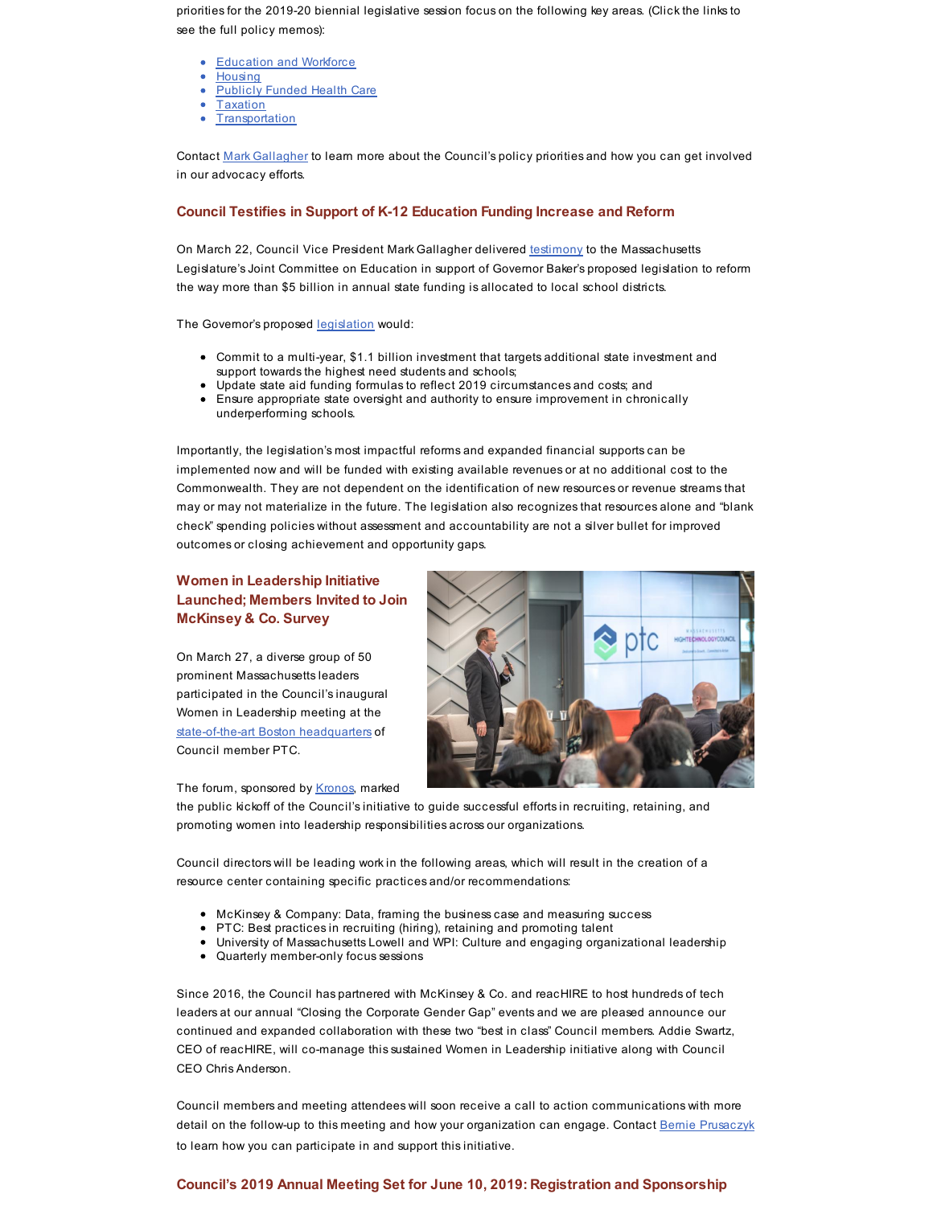priorities for the 2019-20 biennial legislative session focus on the following key areas. (Click the links to see the full policy memos):

- Education and Workforce
- Housing
- Publicly Funded Health Care
- Taxation
- Transportation

Contact Mark Gallagher to learn more about the Council's policy priorities and how you can get involved in our advocacy efforts.

### Council Testifies in Support of K-12 Education Funding Increase and Reform

On March 22, Council Vice President Mark Gallagher delivered testimony to the Massachusetts Legislature's Joint Committee on Education in support of Governor Baker's proposed legislation to reform the way more than $5 billion in annual state funding is allocated to local school districts.

The Governor's proposed legislation would:

- Commit to a multi-year, $1.1 billion investment that targets additional state investment and support towards the highest need students and schools;
- Update state aid funding formulas to reflect 2019 circumstances and costs; and
- Ensure appropriate state oversight and authority to ensure improvement in chronically underperforming schools.

Importantly, the legislation's most impactful reforms and expanded financial supports can be implemented now and will be funded with existing available revenues or at no additional cost to the Commonwealth. They are not dependent on the identification of new resources or revenue streams that may or may not materialize in the future. The legislation also recognizes that resources alone and "blank check" spending policies without assessment and accountability are not a silver bullet for improved outcomes or closing achievement and opportunity gaps.

### Women in Leadership Initiative Launched; Members Invited to Join McKinsey & Co. Survey

On March 27, a diverse group of 50 prominent Massachusetts leaders participated in the Council's inaugural Women in Leadership meeting at the state-of-the-art Boston headquarters of Council member PTC.

The forum, sponsored by Kronos, marked the public kickoff of the Council's initiative to guide successful efforts in recruiting, retaining, and promoting women into leadership responsibilities across our organizations.

Council directors will be leading work in the following areas, which will result in the creation of a resource center containing specific practices and/or recommendations:

- McKinsey & Company: Data, framing the business case and measuring success
- PTC: Best practices in recruiting (hiring), retaining and promoting talent
- University of Massachusetts Lowell and WPI: Culture and engaging organizational leadership
- Quarterly member-only focus sessions

Since 2016, the Council has partnered with McKinsey & Co. and reacHIRE to host hundreds of tech leaders at our annual "Closing the Corporate Gender Gap" events and we are pleased announce our continued and expanded collaboration with these two "best in class" Council members. Addie Swartz, CEO of reacHIRE, will co-manage this sustained Women in Leadership initiative along with Council CEO Chris Anderson.

Council members and meeting attendees will soon receive a call to action communications with more detail on the follow-up to this meeting and how your organization can engage. Contact Bernie Prusaczyk to learn how you can participate in and support this initiative.

### Council's 2019 Annual Meeting Set for June 10, 2019: Registration and Sponsorship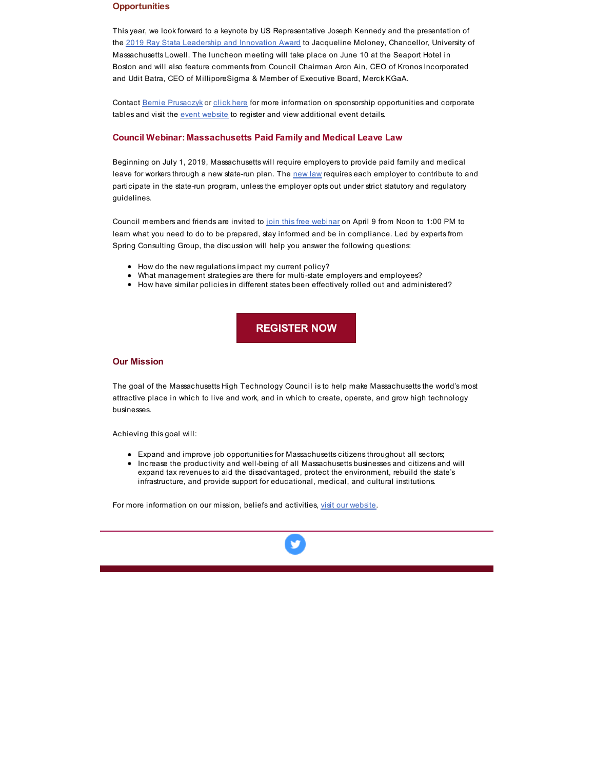### Opportunities

This year, we look forward to a keynote by US Representative Joseph Kennedy and the presentation of the 2019 Ray Stata Leadership and Innovation Award to Jacqueline Moloney, Chancellor, University of Massachusetts Lowell. The luncheon meeting will take place on June 10 at the Seaport Hotel in Boston and will also feature comments from Council Chairman Aron Ain, CEO of Kronos Incorporated and Udit Batra, CEO of MilliporeSigma & Member of Executive Board, Merck KGaA.

Contact Bernie Prusaczyk or click here for more information on sponsorship opportunities and corporate tables and visit the event website to register and view additional event details.

### Council Webinar: Massachusetts Paid Family and Medical Leave Law

Beginning on July 1, 2019, Massachusetts will require employers to provide paid family and medical leave for workers through a new state-run plan. The new law requires each employer to contribute to and participate in the state-run program, unless the employer opts out under strict statutory and regulatory guidelines.

Council members and friends are invited to join this free webinar on April 9 from Noon to 1:00 PM to learn what you need to do to be prepared, stay informed and be in compliance. Led by experts from Spring Consulting Group, the discussion will help you answer the following questions:

- How do the new regulations impact my current policy?
- What management strategies are there for multi-state employers and employees?
- How have similar policies in different states been effectively rolled out and administered?

**REGISTER NOW**

### Our Mission

The goal of the Massachusetts High Technology Council is to help make Massachusetts the world's most attractive place in which to live and work, and in which to create, operate, and grow high technology businesses.

Achieving this goal will:

- Expand and improve job opportunities for Massachusetts citizens throughout all sectors;
- Increase the productivity and well-being of all Massachusetts businesses and citizens and will expand tax revenues to aid the disadvantaged, protect the environment, rebuild the state's infrastructure, and provide support for educational, medical, and cultural institutions.

For more information on our mission, beliefs and activities, visit our website.